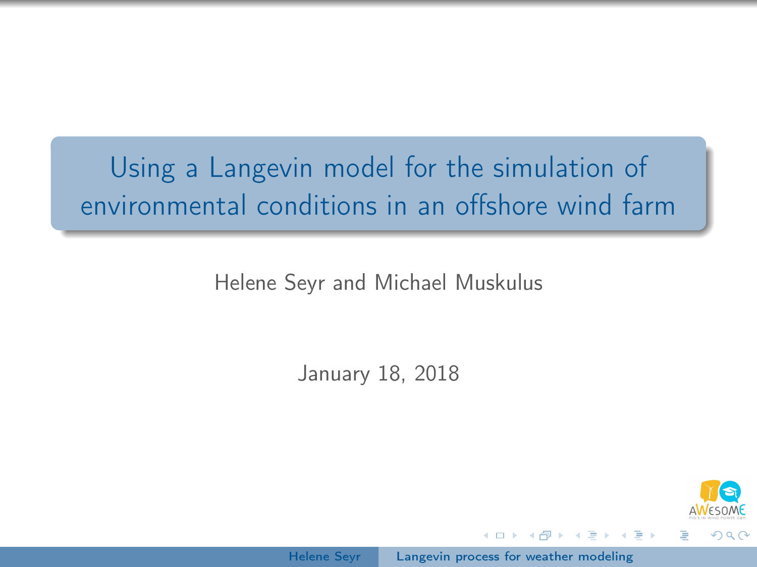# Using a Langevin model for the simulation of environmental conditions in an offshore wind farm

Helene Seyr and Michael Muskulus

January 18, 2018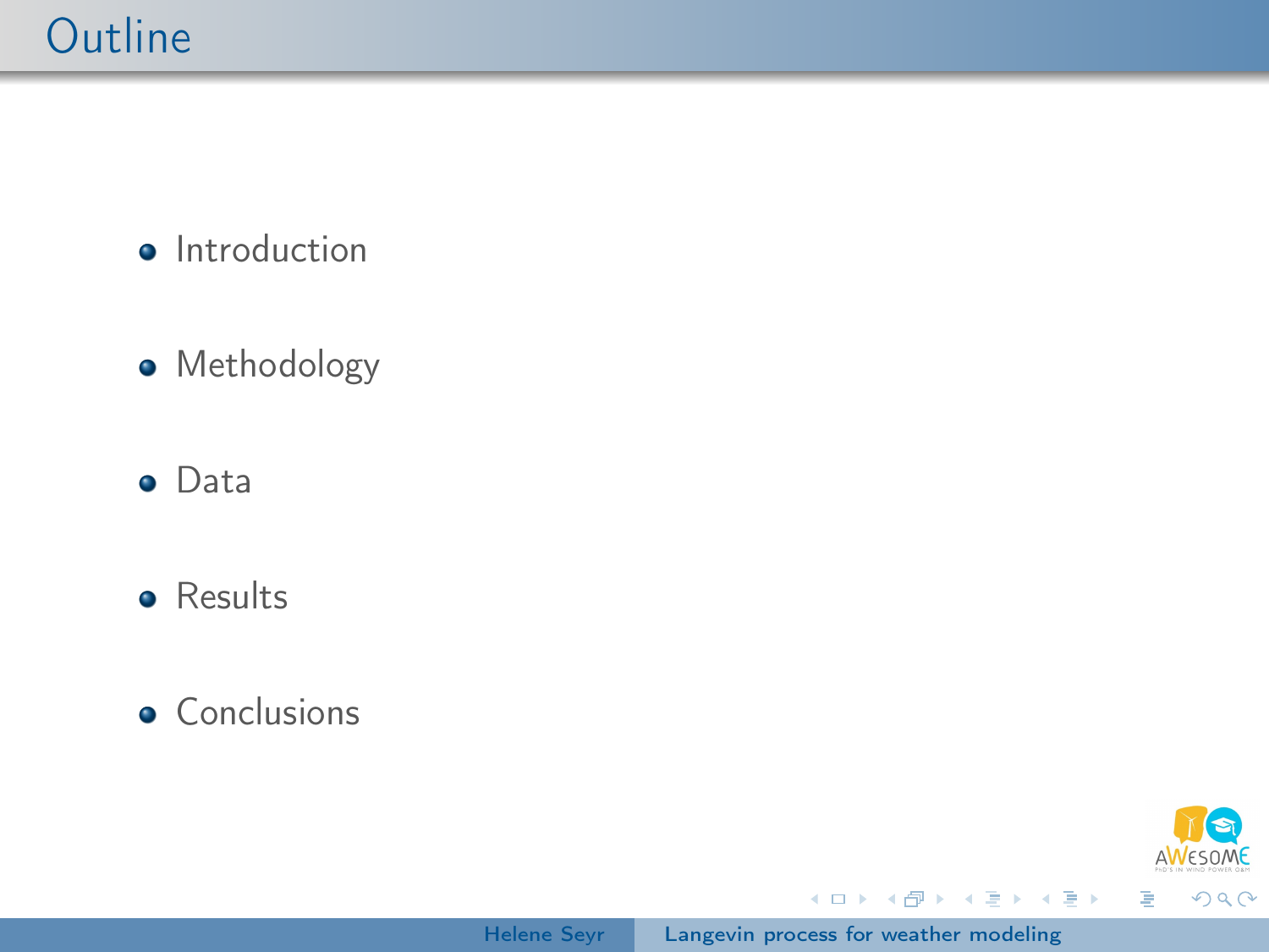# Outline

- Introduction
- Methodology
- Data
- Results
- Conclusions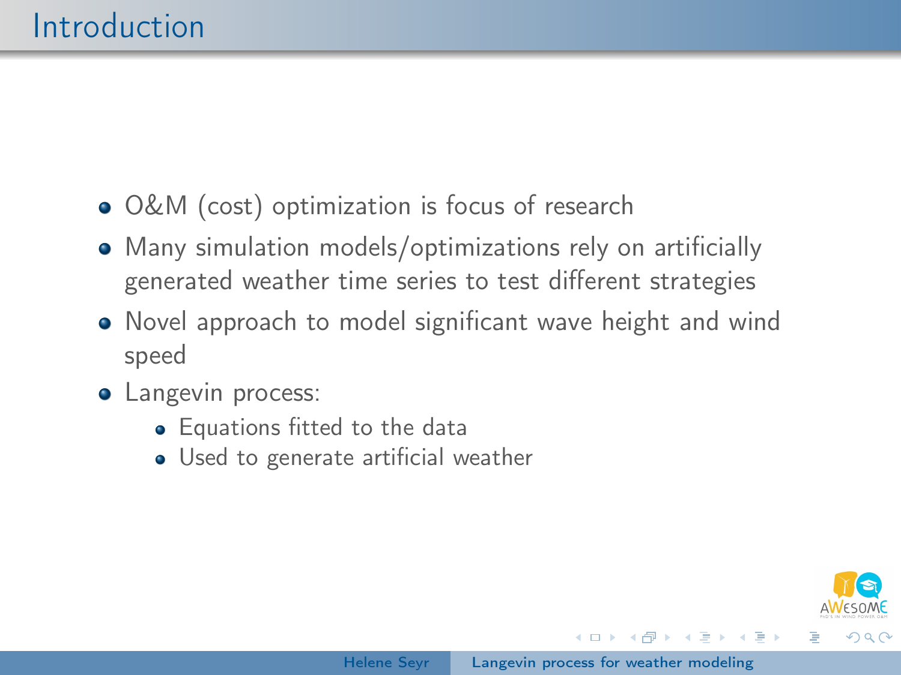# Introduction

- O&M (cost) optimization is focus of research
- Many simulation models/optimizations rely on artificially generated weather time series to test different strategies
- Novel approach to model significant wave height and wind speed
- Langevin process:
  - Equations fitted to the data
  - Used to generate artificial weather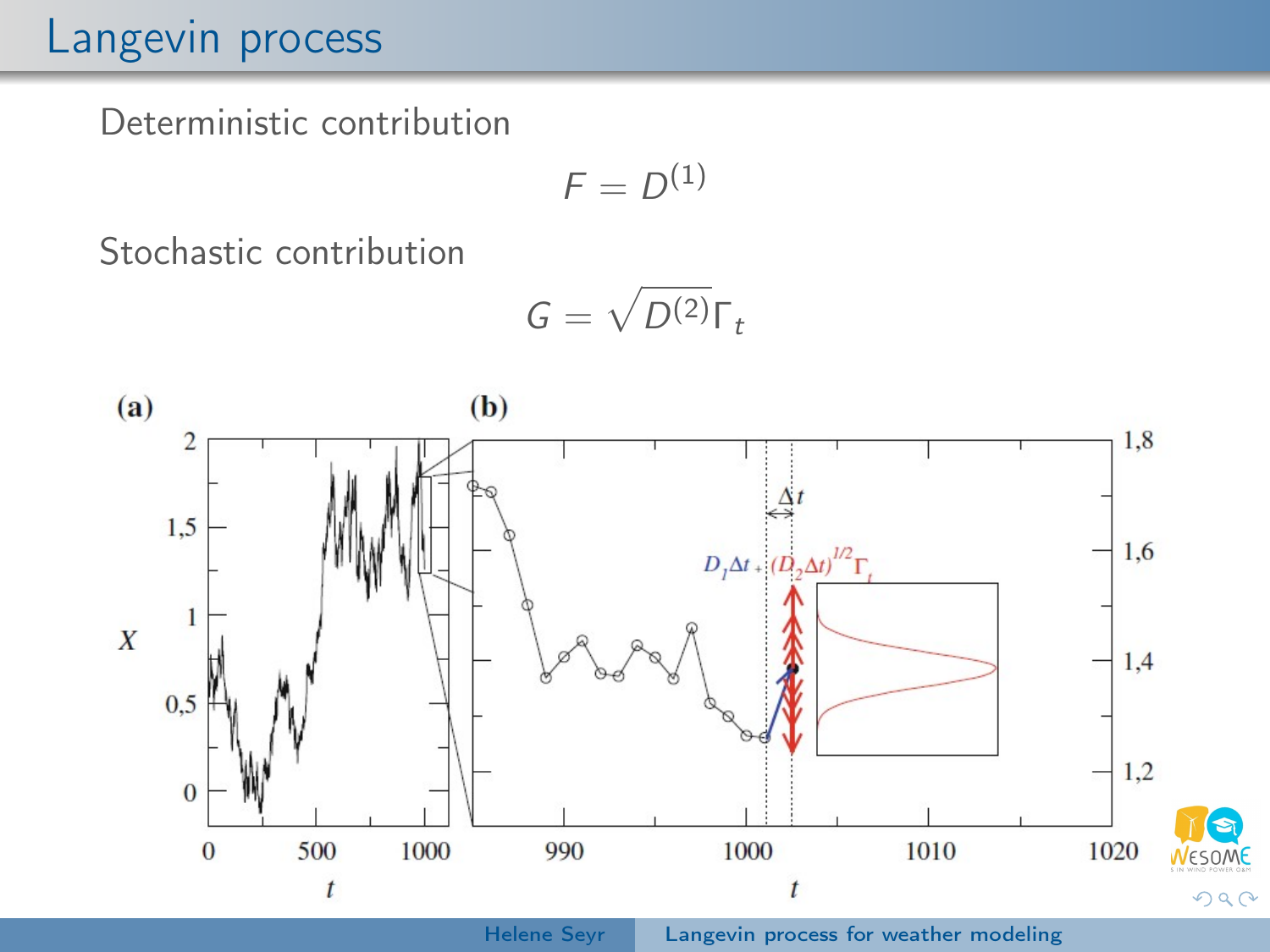# Langevin process

Deterministic contribution

$$F = D^{(1)}$$

Stochastic contribution

$$G = \sqrt{D^{(2)}}\Gamma_t$$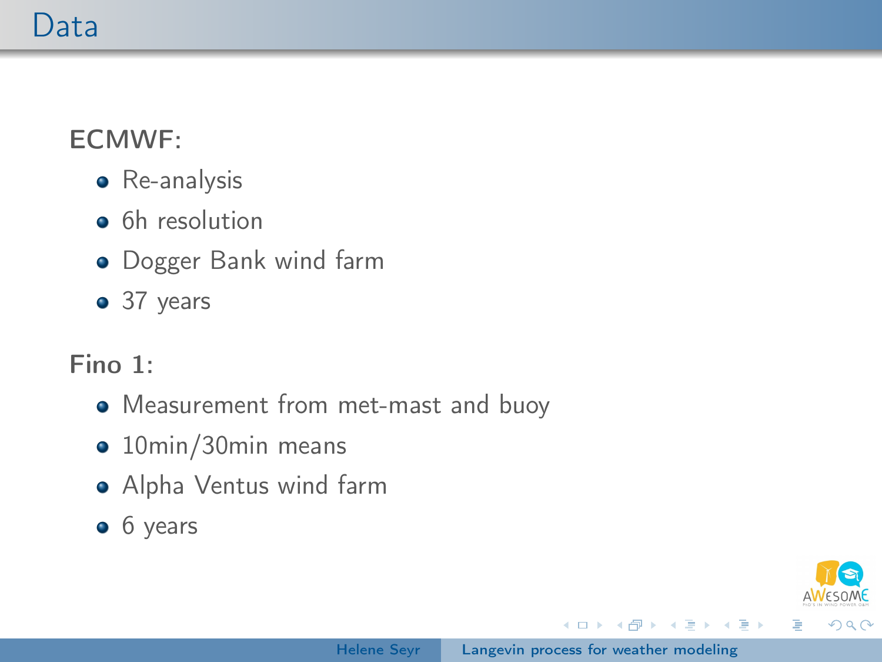# Data

**ECMWF:**

- Re-analysis
- 6h resolution
- Dogger Bank wind farm
- 37 years

**Fino 1:**

- Measurement from met-mast and buoy
- 10min/30min means
- Alpha Ventus wind farm
- 6 years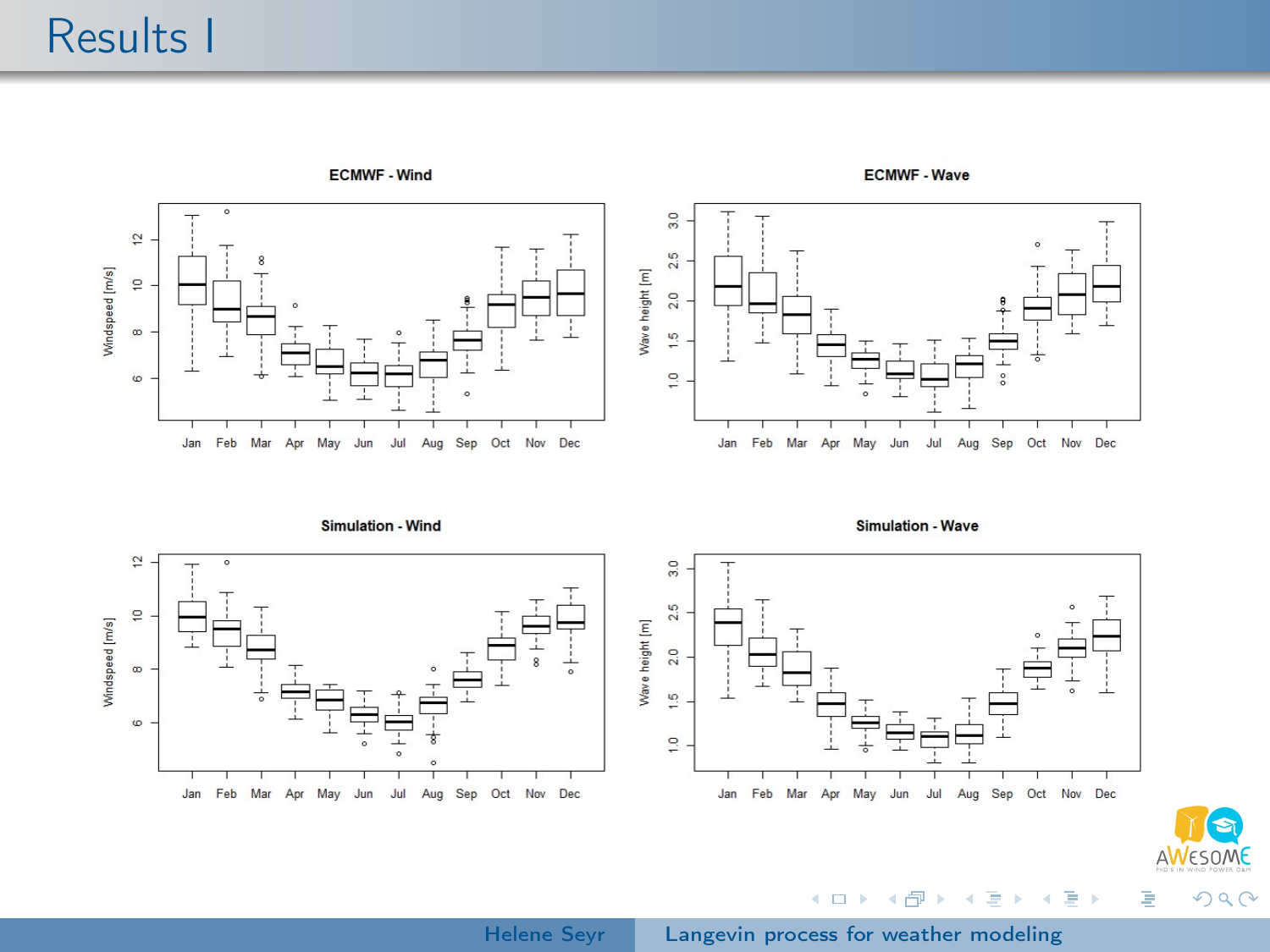# Results I

**ECMWF - Wind**

**ECMWF - Wave**

**Simulation - Wind**

**Simulation - Wave**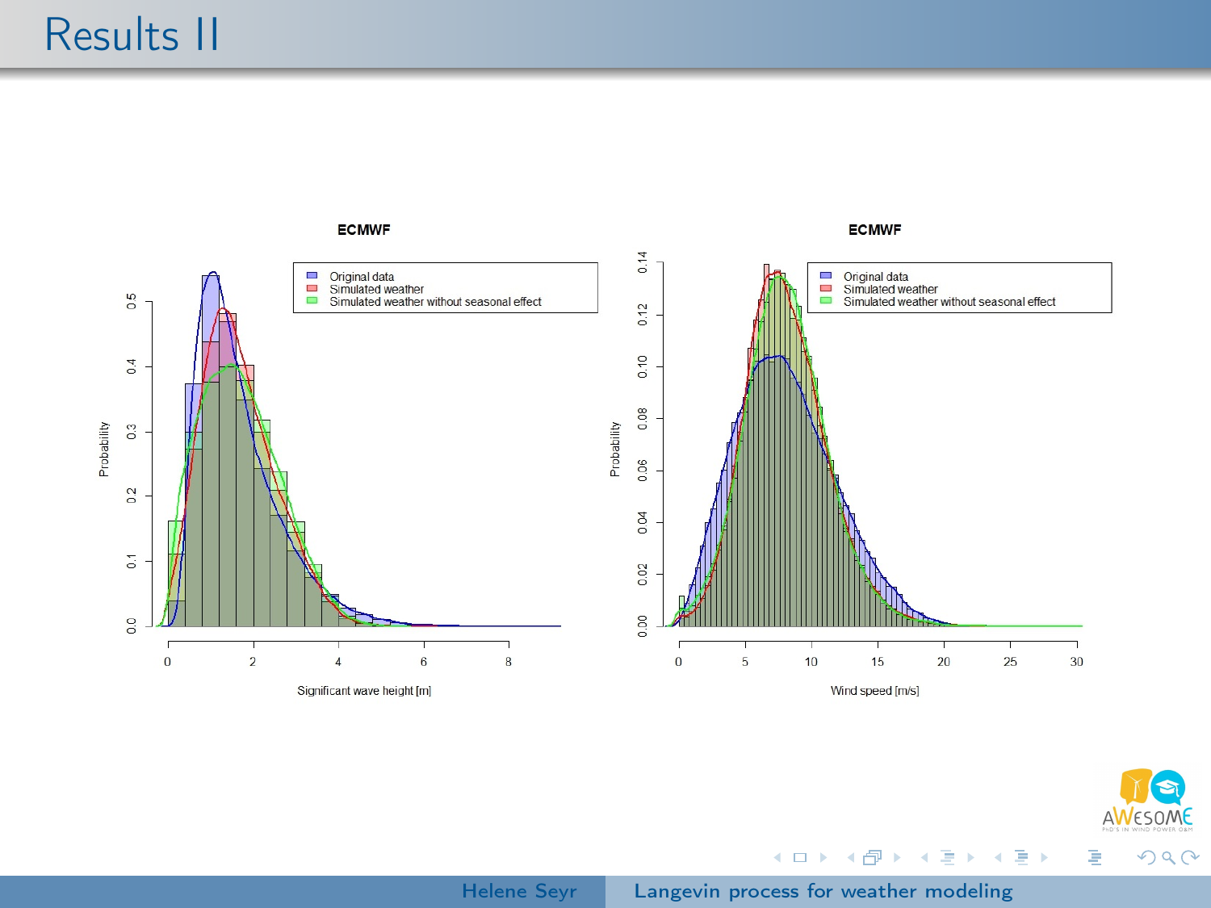# Results II

ECMWF

Original data
Simulated weather
Simulated weather without seasonal effect

Probability

Significant wave height [m]

ECMWF

Original data
Simulated weather
Simulated weather without seasonal effect

Probability

Wind speed [m/s]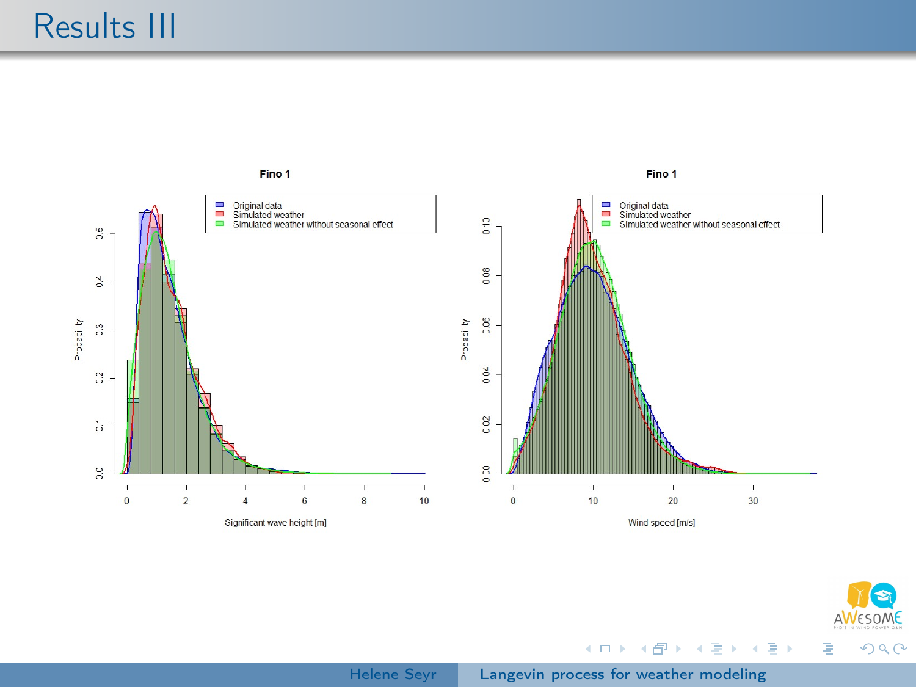# Results III

Fino 1

Original data
Simulated weather
Simulated weather without seasonal effect

Probability

Significant wave height [m]

Fino 1

Original data
Simulated weather
Simulated weather without seasonal effect

Probability

Wind speed [m/s]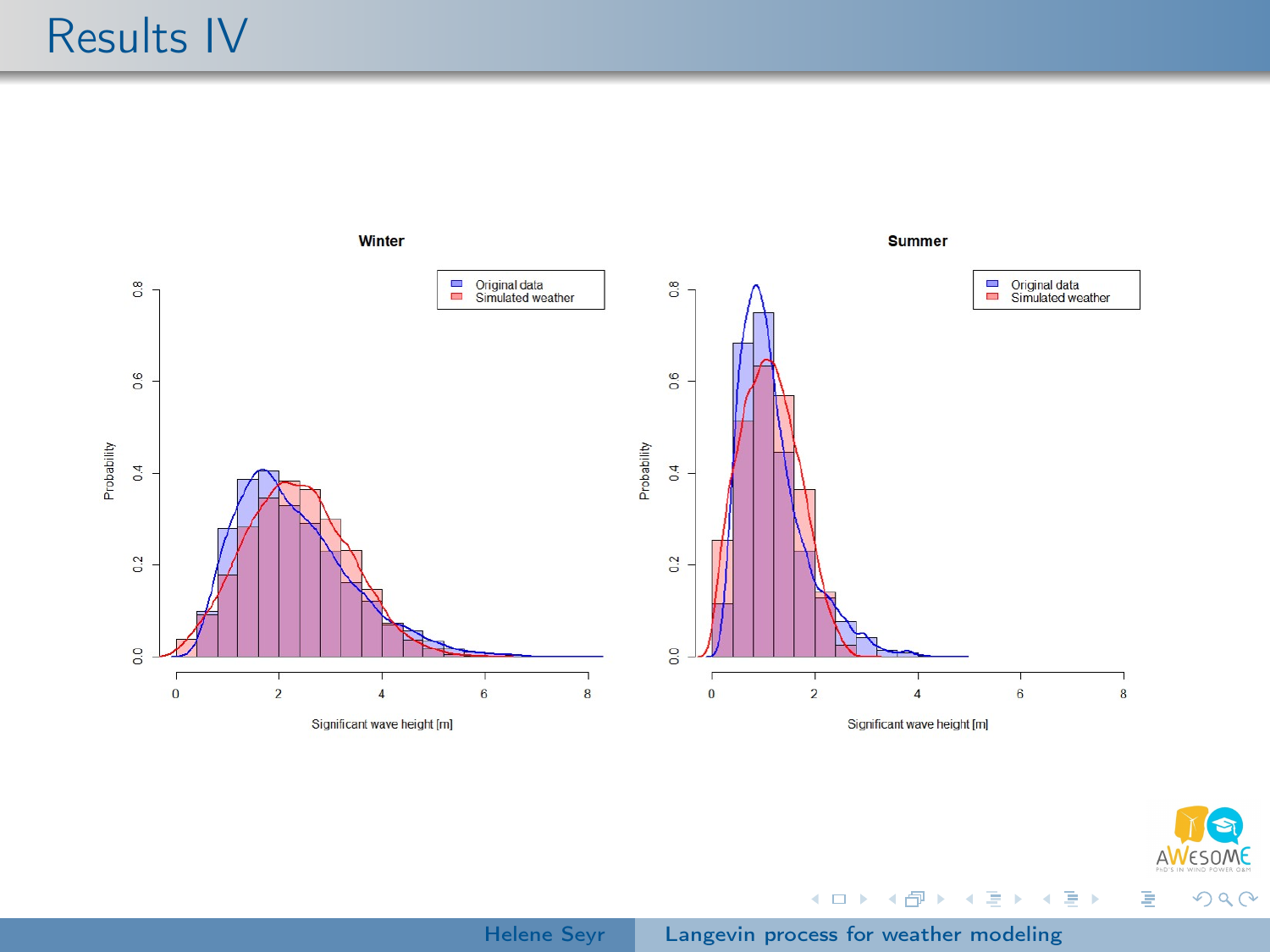# Results IV

**Winter**

Original data
Simulated weather

Probability

0.0 0.2 0.4 0.6 0.8

0 2 4 6 8

Significant wave height [m]

**Summer**

Original data
Simulated weather

Probability

0.0 0.2 0.4 0.6 0.8

0 2 4 6 8

Significant wave height [m]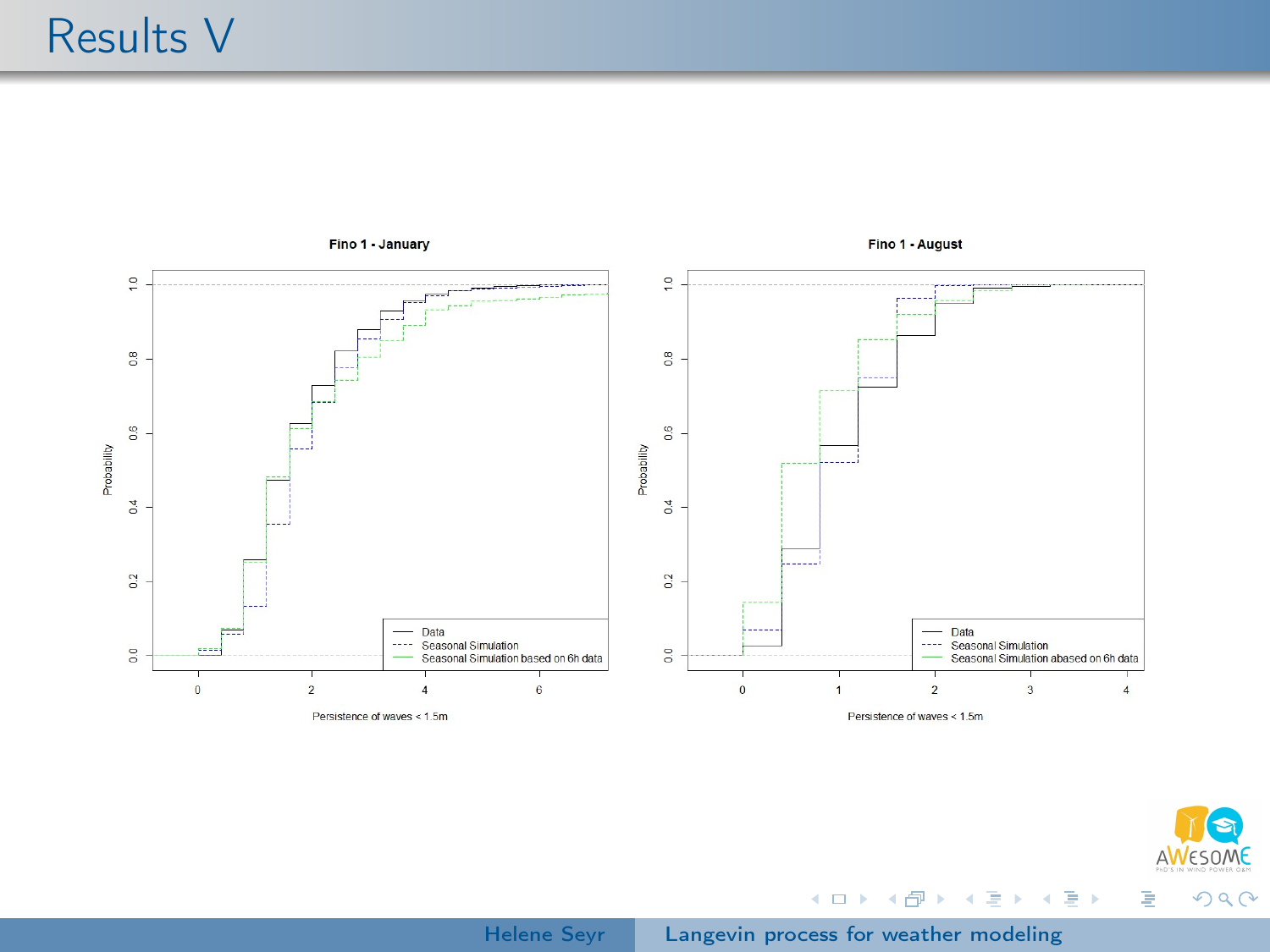# Results V

**Fino 1 - January**

Probability (y-axis: 0.0, 0.2, 0.4, 0.6, 0.8, 1.0)

Persistence of waves < 1.5m (x-axis: 0, 2, 4, 6)

- Data
- Seasonal Simulation
- Seasonal Simulation based on 6h data

**Fino 1 - August**

Probability (y-axis: 0.0, 0.2, 0.4, 0.6, 0.8, 1.0)

Persistence of waves < 1.5m (x-axis: 0, 1, 2, 3, 4)

- Data
- Seasonal Simulation
- Seasonal Simulation abased on 6h data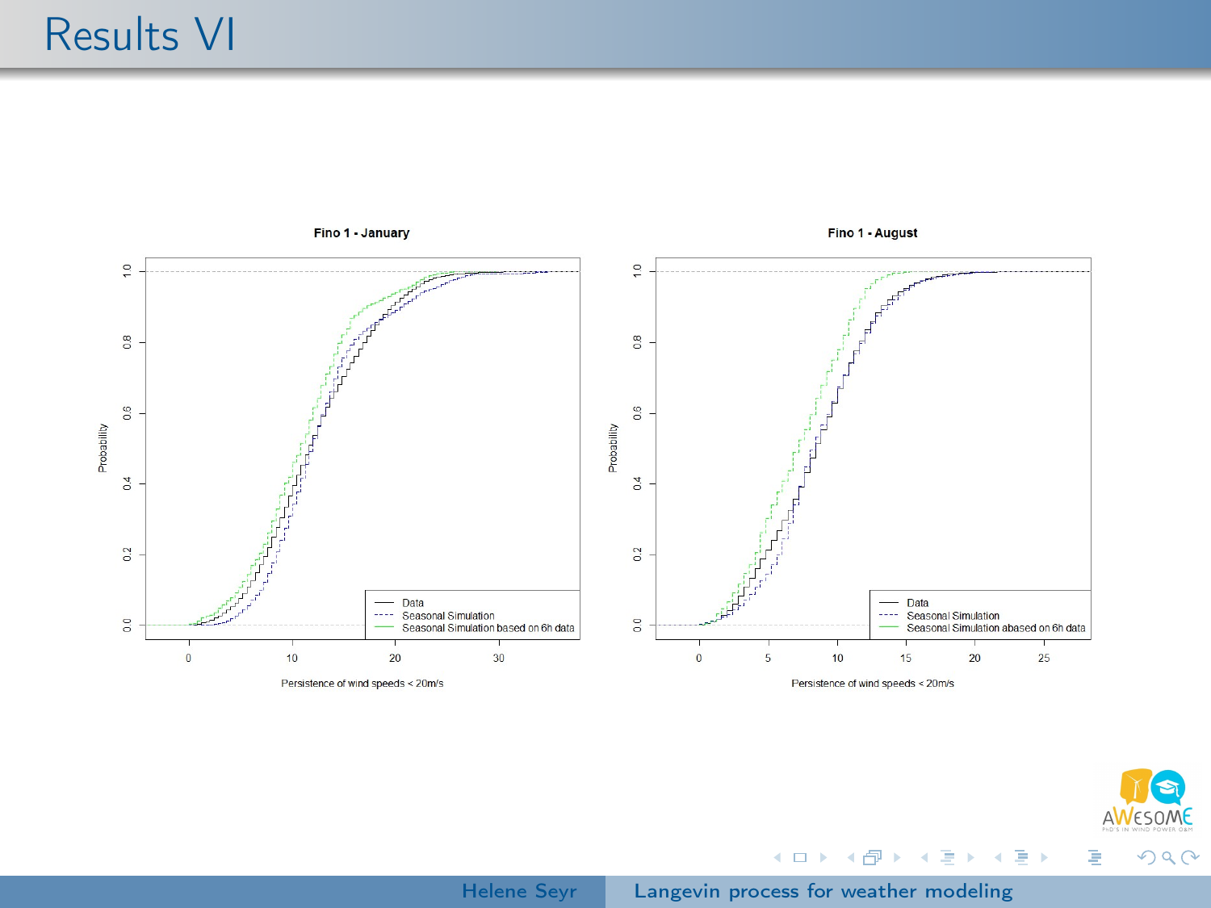# Results VI

**Fino 1 - January**

Probability (y-axis: 0.0, 0.2, 0.4, 0.6, 0.8, 1.0)

Persistence of wind speeds < 20m/s (x-axis: 0, 10, 20, 30)

- Data
- Seasonal Simulation
- Seasonal Simulation based on 6h data

**Fino 1 - August**

Probability (y-axis: 0.0, 0.2, 0.4, 0.6, 0.8, 1.0)

Persistence of wind speeds < 20m/s (x-axis: 0, 5, 10, 15, 20, 25)

- Data
- Seasonal Simulation
- Seasonal Simulation abased on 6h data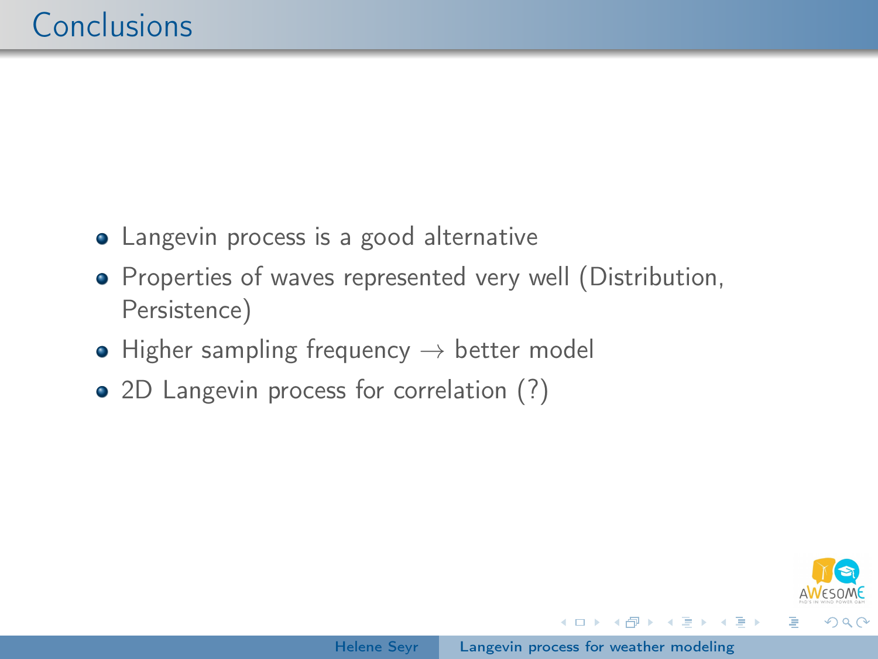# Conclusions

- Langevin process is a good alternative
- Properties of waves represented very well (Distribution, Persistence)
- Higher sampling frequency $\rightarrow$ better model
- 2D Langevin process for correlation (?)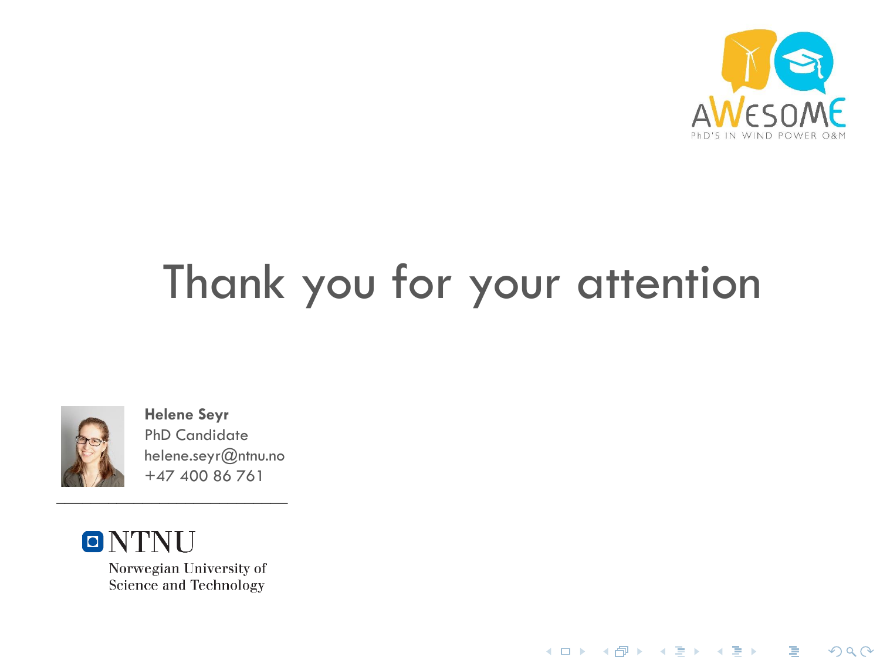AWESOME

PhD'S IN WIND POWER O&M

# Thank you for your attention

**Helene Seyr**
PhD Candidate
helene.seyr@ntnu.no
+47 400 86 761

NTNU
Norwegian University of Science and Technology